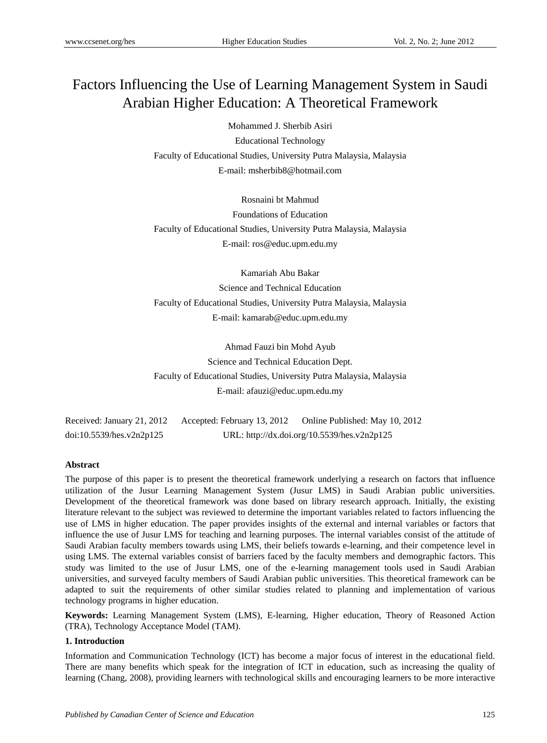# Factors Influencing the Use of Learning Management System in Saudi Arabian Higher Education: A Theoretical Framework

Mohammed J. Sherbib Asiri

Educational Technology

Faculty of Educational Studies, University Putra Malaysia, Malaysia

E-mail: msherbib8@hotmail.com

Rosnaini bt Mahmud

Foundations of Education

Faculty of Educational Studies, University Putra Malaysia, Malaysia

E-mail: ros@educ.upm.edu.my

Kamariah Abu Bakar

Science and Technical Education

Faculty of Educational Studies, University Putra Malaysia, Malaysia

E-mail: kamarab@educ.upm.edu.my

Ahmad Fauzi bin Mohd Ayub

Science and Technical Education Dept.

Faculty of Educational Studies, University Putra Malaysia, Malaysia

E-mail: afauzi@educ.upm.edu.my

Received: January 21, 2012 Accepted: February 13, 2012 Online Published: May 10, 2012

doi:10.5539/hes.v2n2p125 URL: http://dx.doi.org/10.5539/hes.v2n2p125

**Abstract**

The purpose of this paper is to present the theoretical framework underlying a research on factors that influence utilization of the Jusur Learning Management System (Jusur LMS) in Saudi Arabian public universities. Development of the theoretical framework was done based on library research approach. Initially, the existing literature relevant to the subject was reviewed to determine the important variables related to factors influencing the use of LMS in higher education. The paper provides insights of the external and internal variables or factors that influence the use of Jusur LMS for teaching and learning purposes. The internal variables consist of the attitude of Saudi Arabian faculty members towards using LMS, their beliefs towards e-learning, and their competence level in using LMS. The external variables consist of barriers faced by the faculty members and demographic factors. This study was limited to the use of Jusur LMS, one of the e-learning management tools used in Saudi Arabian universities, and surveyed faculty members of Saudi Arabian public universities. This theoretical framework can be adapted to suit the requirements of other similar studies related to planning and implementation of various technology programs in higher education.

**Keywords:** Learning Management System (LMS), E-learning, Higher education, Theory of Reasoned Action (TRA), Technology Acceptance Model (TAM).

## 1. Introduction

Information and Communication Technology (ICT) has become a major focus of interest in the educational field. There are many benefits which speak for the integration of ICT in education, such as increasing the quality of learning (Chang, 2008), providing learners with technological skills and encouraging learners to be more interactive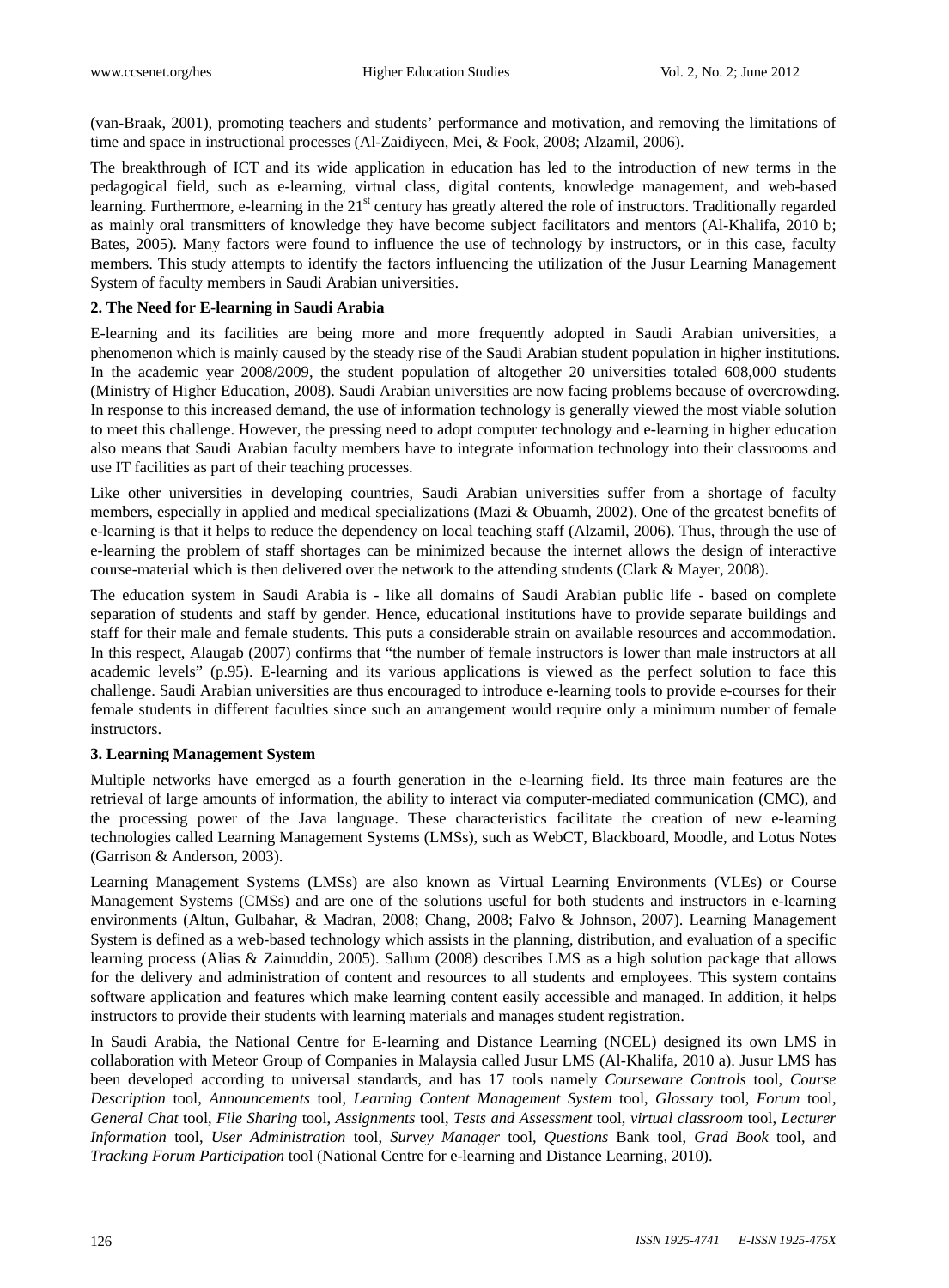(van-Braak, 2001), promoting teachers and students' performance and motivation, and removing the limitations of time and space in instructional processes (Al-Zaidiyeen, Mei, & Fook, 2008; Alzamil, 2006).

The breakthrough of ICT and its wide application in education has led to the introduction of new terms in the pedagogical field, such as e-learning, virtual class, digital contents, knowledge management, and web-based learning. Furthermore, e-learning in the 21st century has greatly altered the role of instructors. Traditionally regarded as mainly oral transmitters of knowledge they have become subject facilitators and mentors (Al-Khalifa, 2010 b; Bates, 2005). Many factors were found to influence the use of technology by instructors, or in this case, faculty members. This study attempts to identify the factors influencing the utilization of the Jusur Learning Management System of faculty members in Saudi Arabian universities.

## 2. The Need for E-learning in Saudi Arabia

E-learning and its facilities are being more and more frequently adopted in Saudi Arabian universities, a phenomenon which is mainly caused by the steady rise of the Saudi Arabian student population in higher institutions. In the academic year 2008/2009, the student population of altogether 20 universities totaled 608,000 students (Ministry of Higher Education, 2008). Saudi Arabian universities are now facing problems because of overcrowding. In response to this increased demand, the use of information technology is generally viewed the most viable solution to meet this challenge. However, the pressing need to adopt computer technology and e-learning in higher education also means that Saudi Arabian faculty members have to integrate information technology into their classrooms and use IT facilities as part of their teaching processes.

Like other universities in developing countries, Saudi Arabian universities suffer from a shortage of faculty members, especially in applied and medical specializations (Mazi & Obuamh, 2002). One of the greatest benefits of e-learning is that it helps to reduce the dependency on local teaching staff (Alzamil, 2006). Thus, through the use of e-learning the problem of staff shortages can be minimized because the internet allows the design of interactive course-material which is then delivered over the network to the attending students (Clark & Mayer, 2008).

The education system in Saudi Arabia is - like all domains of Saudi Arabian public life - based on complete separation of students and staff by gender. Hence, educational institutions have to provide separate buildings and staff for their male and female students. This puts a considerable strain on available resources and accommodation. In this respect, Alaugab (2007) confirms that "the number of female instructors is lower than male instructors at all academic levels" (p.95). E-learning and its various applications is viewed as the perfect solution to face this challenge. Saudi Arabian universities are thus encouraged to introduce e-learning tools to provide e-courses for their female students in different faculties since such an arrangement would require only a minimum number of female instructors.

## 3. Learning Management System

Multiple networks have emerged as a fourth generation in the e-learning field. Its three main features are the retrieval of large amounts of information, the ability to interact via computer-mediated communication (CMC), and the processing power of the Java language. These characteristics facilitate the creation of new e-learning technologies called Learning Management Systems (LMSs), such as WebCT, Blackboard, Moodle, and Lotus Notes (Garrison & Anderson, 2003).

Learning Management Systems (LMSs) are also known as Virtual Learning Environments (VLEs) or Course Management Systems (CMSs) and are one of the solutions useful for both students and instructors in e-learning environments (Altun, Gulbahar, & Madran, 2008; Chang, 2008; Falvo & Johnson, 2007). Learning Management System is defined as a web-based technology which assists in the planning, distribution, and evaluation of a specific learning process (Alias & Zainuddin, 2005). Sallum (2008) describes LMS as a high solution package that allows for the delivery and administration of content and resources to all students and employees. This system contains software application and features which make learning content easily accessible and managed. In addition, it helps instructors to provide their students with learning materials and manages student registration.

In Saudi Arabia, the National Centre for E-learning and Distance Learning (NCEL) designed its own LMS in collaboration with Meteor Group of Companies in Malaysia called Jusur LMS (Al-Khalifa, 2010 a). Jusur LMS has been developed according to universal standards, and has 17 tools namely *Courseware Controls* tool, *Course Description* tool, *Announcements* tool, *Learning Content Management System* tool, *Glossary* tool, *Forum* tool, *General Chat* tool, *File Sharing* tool, *Assignments* tool, *Tests and Assessment* tool, *virtual classroom* tool, *Lecturer Information* tool, *User Administration* tool, *Survey Manager* tool, *Questions* Bank tool, *Grad Book* tool, and *Tracking Forum Participation* tool (National Centre for e-learning and Distance Learning, 2010).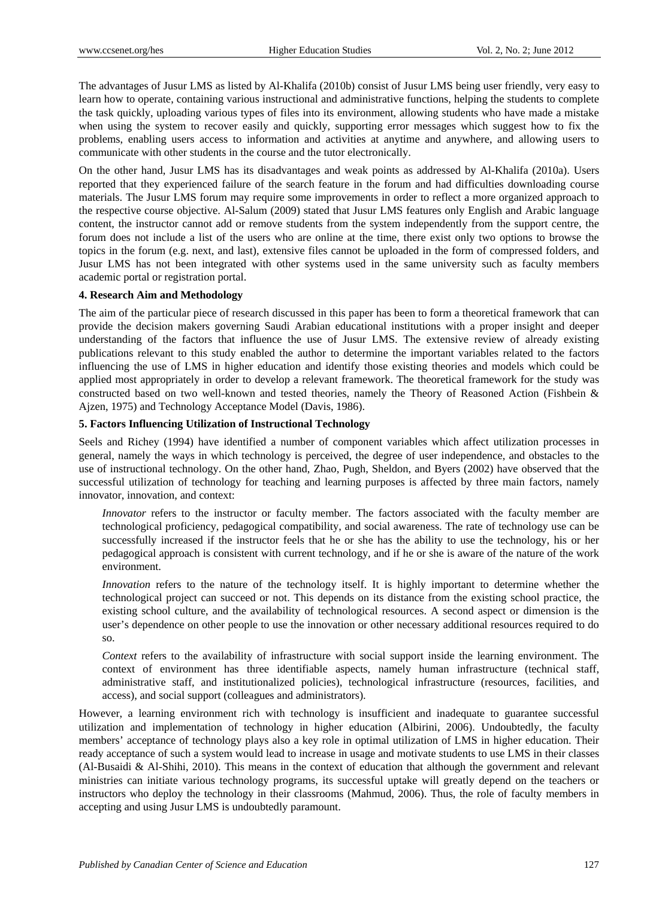The advantages of Jusur LMS as listed by Al-Khalifa (2010b) consist of Jusur LMS being user friendly, very easy to learn how to operate, containing various instructional and administrative functions, helping the students to complete the task quickly, uploading various types of files into its environment, allowing students who have made a mistake when using the system to recover easily and quickly, supporting error messages which suggest how to fix the problems, enabling users access to information and activities at anytime and anywhere, and allowing users to communicate with other students in the course and the tutor electronically.

On the other hand, Jusur LMS has its disadvantages and weak points as addressed by Al-Khalifa (2010a). Users reported that they experienced failure of the search feature in the forum and had difficulties downloading course materials. The Jusur LMS forum may require some improvements in order to reflect a more organized approach to the respective course objective. Al-Salum (2009) stated that Jusur LMS features only English and Arabic language content, the instructor cannot add or remove students from the system independently from the support centre, the forum does not include a list of the users who are online at the time, there exist only two options to browse the topics in the forum (e.g. next, and last), extensive files cannot be uploaded in the form of compressed folders, and Jusur LMS has not been integrated with other systems used in the same university such as faculty members academic portal or registration portal.

## 4. Research Aim and Methodology

The aim of the particular piece of research discussed in this paper has been to form a theoretical framework that can provide the decision makers governing Saudi Arabian educational institutions with a proper insight and deeper understanding of the factors that influence the use of Jusur LMS. The extensive review of already existing publications relevant to this study enabled the author to determine the important variables related to the factors influencing the use of LMS in higher education and identify those existing theories and models which could be applied most appropriately in order to develop a relevant framework. The theoretical framework for the study was constructed based on two well-known and tested theories, namely the Theory of Reasoned Action (Fishbein & Ajzen, 1975) and Technology Acceptance Model (Davis, 1986).

## 5. Factors Influencing Utilization of Instructional Technology

Seels and Richey (1994) have identified a number of component variables which affect utilization processes in general, namely the ways in which technology is perceived, the degree of user independence, and obstacles to the use of instructional technology. On the other hand, Zhao, Pugh, Sheldon, and Byers (2002) have observed that the successful utilization of technology for teaching and learning purposes is affected by three main factors, namely innovator, innovation, and context:

> *Innovator* refers to the instructor or faculty member. The factors associated with the faculty member are technological proficiency, pedagogical compatibility, and social awareness. The rate of technology use can be successfully increased if the instructor feels that he or she has the ability to use the technology, his or her pedagogical approach is consistent with current technology, and if he or she is aware of the nature of the work environment.
>
> *Innovation* refers to the nature of the technology itself. It is highly important to determine whether the technological project can succeed or not. This depends on its distance from the existing school practice, the existing school culture, and the availability of technological resources. A second aspect or dimension is the user's dependence on other people to use the innovation or other necessary additional resources required to do so.
>
> *Context* refers to the availability of infrastructure with social support inside the learning environment. The context of environment has three identifiable aspects, namely human infrastructure (technical staff, administrative staff, and institutionalized policies), technological infrastructure (resources, facilities, and access), and social support (colleagues and administrators).

However, a learning environment rich with technology is insufficient and inadequate to guarantee successful utilization and implementation of technology in higher education (Albirini, 2006). Undoubtedly, the faculty members' acceptance of technology plays also a key role in optimal utilization of LMS in higher education. Their ready acceptance of such a system would lead to increase in usage and motivate students to use LMS in their classes (Al-Busaidi & Al-Shihi, 2010). This means in the context of education that although the government and relevant ministries can initiate various technology programs, its successful uptake will greatly depend on the teachers or instructors who deploy the technology in their classrooms (Mahmud, 2006). Thus, the role of faculty members in accepting and using Jusur LMS is undoubtedly paramount.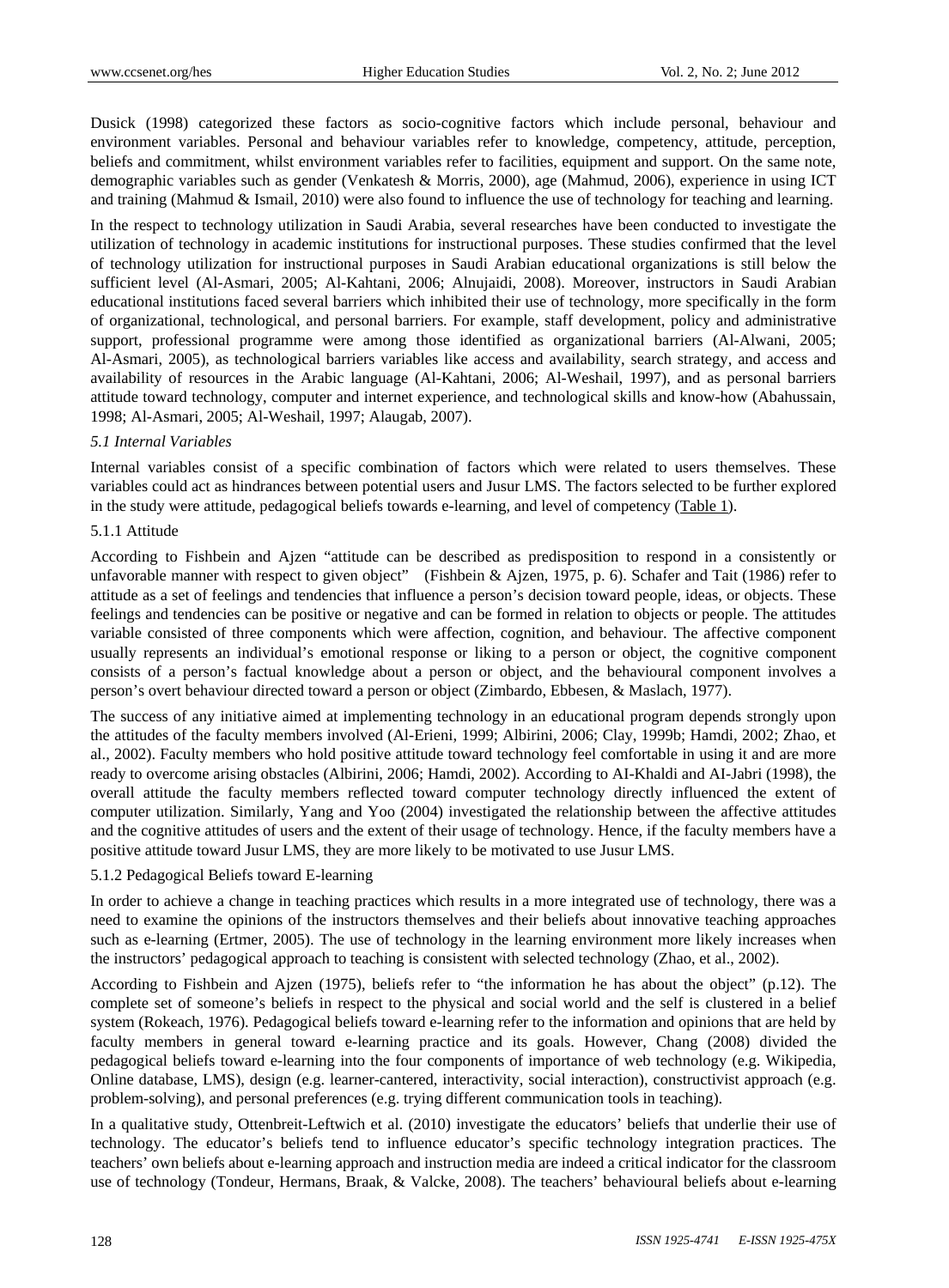Dusick (1998) categorized these factors as socio-cognitive factors which include personal, behaviour and environment variables. Personal and behaviour variables refer to knowledge, competency, attitude, perception, beliefs and commitment, whilst environment variables refer to facilities, equipment and support. On the same note, demographic variables such as gender (Venkatesh & Morris, 2000), age (Mahmud, 2006), experience in using ICT and training (Mahmud & Ismail, 2010) were also found to influence the use of technology for teaching and learning.

In the respect to technology utilization in Saudi Arabia, several researches have been conducted to investigate the utilization of technology in academic institutions for instructional purposes. These studies confirmed that the level of technology utilization for instructional purposes in Saudi Arabian educational organizations is still below the sufficient level (Al-Asmari, 2005; Al-Kahtani, 2006; Alnujaidi, 2008). Moreover, instructors in Saudi Arabian educational institutions faced several barriers which inhibited their use of technology, more specifically in the form of organizational, technological, and personal barriers. For example, staff development, policy and administrative support, professional programme were among those identified as organizational barriers (Al-Alwani, 2005; Al-Asmari, 2005), as technological barriers variables like access and availability, search strategy, and access and availability of resources in the Arabic language (Al-Kahtani, 2006; Al-Weshail, 1997), and as personal barriers attitude toward technology, computer and internet experience, and technological skills and know-how (Abahussain, 1998; Al-Asmari, 2005; Al-Weshail, 1997; Alaugab, 2007).

### *5.1 Internal Variables*

Internal variables consist of a specific combination of factors which were related to users themselves. These variables could act as hindrances between potential users and Jusur LMS. The factors selected to be further explored in the study were attitude, pedagogical beliefs towards e-learning, and level of competency (Table 1).

#### 5.1.1 Attitude

According to Fishbein and Ajzen "attitude can be described as predisposition to respond in a consistently or unfavorable manner with respect to given object" (Fishbein & Ajzen, 1975, p. 6). Schafer and Tait (1986) refer to attitude as a set of feelings and tendencies that influence a person's decision toward people, ideas, or objects. These feelings and tendencies can be positive or negative and can be formed in relation to objects or people. The attitudes variable consisted of three components which were affection, cognition, and behaviour. The affective component usually represents an individual's emotional response or liking to a person or object, the cognitive component consists of a person's factual knowledge about a person or object, and the behavioural component involves a person's overt behaviour directed toward a person or object (Zimbardo, Ebbesen, & Maslach, 1977).

The success of any initiative aimed at implementing technology in an educational program depends strongly upon the attitudes of the faculty members involved (Al-Erieni, 1999; Albirini, 2006; Clay, 1999b; Hamdi, 2002; Zhao, et al., 2002). Faculty members who hold positive attitude toward technology feel comfortable in using it and are more ready to overcome arising obstacles (Albirini, 2006; Hamdi, 2002). According to AI-Khaldi and AI-Jabri (1998), the overall attitude the faculty members reflected toward computer technology directly influenced the extent of computer utilization. Similarly, Yang and Yoo (2004) investigated the relationship between the affective attitudes and the cognitive attitudes of users and the extent of their usage of technology. Hence, if the faculty members have a positive attitude toward Jusur LMS, they are more likely to be motivated to use Jusur LMS.

#### 5.1.2 Pedagogical Beliefs toward E-learning

In order to achieve a change in teaching practices which results in a more integrated use of technology, there was a need to examine the opinions of the instructors themselves and their beliefs about innovative teaching approaches such as e-learning (Ertmer, 2005). The use of technology in the learning environment more likely increases when the instructors' pedagogical approach to teaching is consistent with selected technology (Zhao, et al., 2002).

According to Fishbein and Ajzen (1975), beliefs refer to "the information he has about the object" (p.12). The complete set of someone's beliefs in respect to the physical and social world and the self is clustered in a belief system (Rokeach, 1976). Pedagogical beliefs toward e-learning refer to the information and opinions that are held by faculty members in general toward e-learning practice and its goals. However, Chang (2008) divided the pedagogical beliefs toward e-learning into the four components of importance of web technology (e.g. Wikipedia, Online database, LMS), design (e.g. learner-cantered, interactivity, social interaction), constructivist approach (e.g. problem-solving), and personal preferences (e.g. trying different communication tools in teaching).

In a qualitative study, Ottenbreit-Leftwich et al. (2010) investigate the educators' beliefs that underlie their use of technology. The educator's beliefs tend to influence educator's specific technology integration practices. The teachers' own beliefs about e-learning approach and instruction media are indeed a critical indicator for the classroom use of technology (Tondeur, Hermans, Braak, & Valcke, 2008). The teachers' behavioural beliefs about e-learning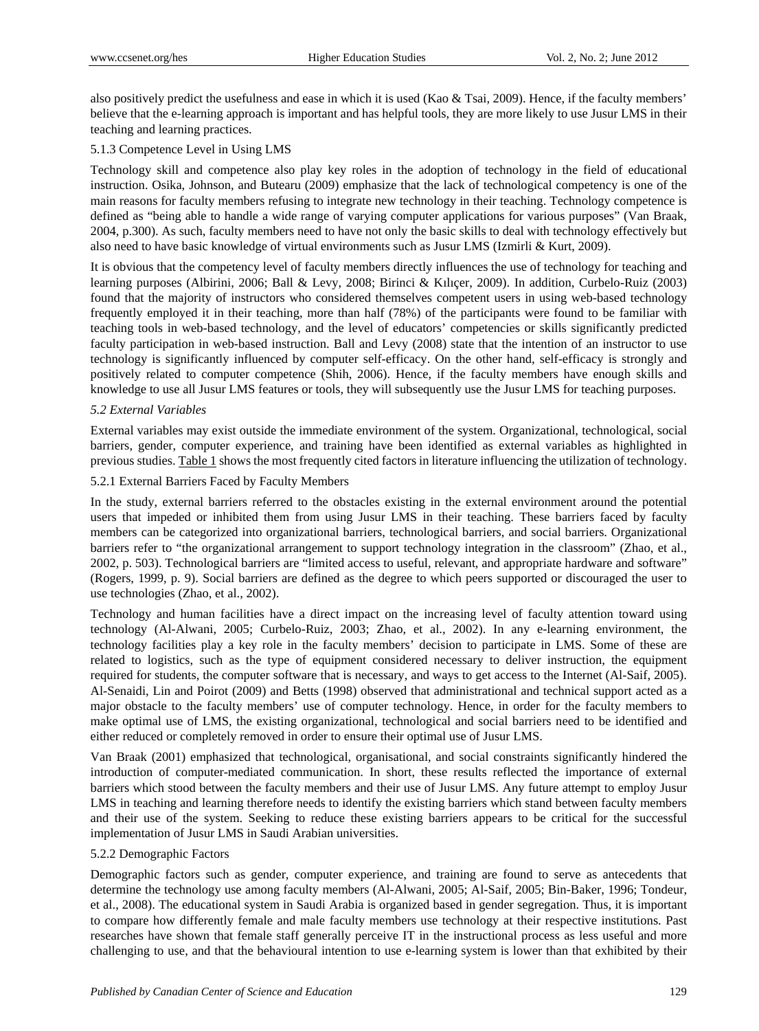also positively predict the usefulness and ease in which it is used (Kao & Tsai, 2009). Hence, if the faculty members' believe that the e-learning approach is important and has helpful tools, they are more likely to use Jusur LMS in their teaching and learning practices.

#### 5.1.3 Competence Level in Using LMS

Technology skill and competence also play key roles in the adoption of technology in the field of educational instruction. Osika, Johnson, and Butearu (2009) emphasize that the lack of technological competency is one of the main reasons for faculty members refusing to integrate new technology in their teaching. Technology competence is defined as "being able to handle a wide range of varying computer applications for various purposes" (Van Braak, 2004, p.300). As such, faculty members need to have not only the basic skills to deal with technology effectively but also need to have basic knowledge of virtual environments such as Jusur LMS (Izmirli & Kurt, 2009).

It is obvious that the competency level of faculty members directly influences the use of technology for teaching and learning purposes (Albirini, 2006; Ball & Levy, 2008; Birinci & Kılıçer, 2009). In addition, Curbelo-Ruiz (2003) found that the majority of instructors who considered themselves competent users in using web-based technology frequently employed it in their teaching, more than half (78%) of the participants were found to be familiar with teaching tools in web-based technology, and the level of educators' competencies or skills significantly predicted faculty participation in web-based instruction. Ball and Levy (2008) state that the intention of an instructor to use technology is significantly influenced by computer self-efficacy. On the other hand, self-efficacy is strongly and positively related to computer competence (Shih, 2006). Hence, if the faculty members have enough skills and knowledge to use all Jusur LMS features or tools, they will subsequently use the Jusur LMS for teaching purposes.

### *5.2 External Variables*

External variables may exist outside the immediate environment of the system. Organizational, technological, social barriers, gender, computer experience, and training have been identified as external variables as highlighted in previous studies. Table 1 shows the most frequently cited factors in literature influencing the utilization of technology.

#### 5.2.1 External Barriers Faced by Faculty Members

In the study, external barriers referred to the obstacles existing in the external environment around the potential users that impeded or inhibited them from using Jusur LMS in their teaching. These barriers faced by faculty members can be categorized into organizational barriers, technological barriers, and social barriers. Organizational barriers refer to "the organizational arrangement to support technology integration in the classroom" (Zhao, et al., 2002, p. 503). Technological barriers are "limited access to useful, relevant, and appropriate hardware and software" (Rogers, 1999, p. 9). Social barriers are defined as the degree to which peers supported or discouraged the user to use technologies (Zhao, et al., 2002).

Technology and human facilities have a direct impact on the increasing level of faculty attention toward using technology (Al-Alwani, 2005; Curbelo-Ruiz, 2003; Zhao, et al., 2002). In any e-learning environment, the technology facilities play a key role in the faculty members' decision to participate in LMS. Some of these are related to logistics, such as the type of equipment considered necessary to deliver instruction, the equipment required for students, the computer software that is necessary, and ways to get access to the Internet (Al-Saif, 2005). Al-Senaidi, Lin and Poirot (2009) and Betts (1998) observed that administrational and technical support acted as a major obstacle to the faculty members' use of computer technology. Hence, in order for the faculty members to make optimal use of LMS, the existing organizational, technological and social barriers need to be identified and either reduced or completely removed in order to ensure their optimal use of Jusur LMS.

Van Braak (2001) emphasized that technological, organisational, and social constraints significantly hindered the introduction of computer-mediated communication. In short, these results reflected the importance of external barriers which stood between the faculty members and their use of Jusur LMS. Any future attempt to employ Jusur LMS in teaching and learning therefore needs to identify the existing barriers which stand between faculty members and their use of the system. Seeking to reduce these existing barriers appears to be critical for the successful implementation of Jusur LMS in Saudi Arabian universities.

#### 5.2.2 Demographic Factors

Demographic factors such as gender, computer experience, and training are found to serve as antecedents that determine the technology use among faculty members (Al-Alwani, 2005; Al-Saif, 2005; Bin-Baker, 1996; Tondeur, et al., 2008). The educational system in Saudi Arabia is organized based in gender segregation. Thus, it is important to compare how differently female and male faculty members use technology at their respective institutions. Past researches have shown that female staff generally perceive IT in the instructional process as less useful and more challenging to use, and that the behavioural intention to use e-learning system is lower than that exhibited by their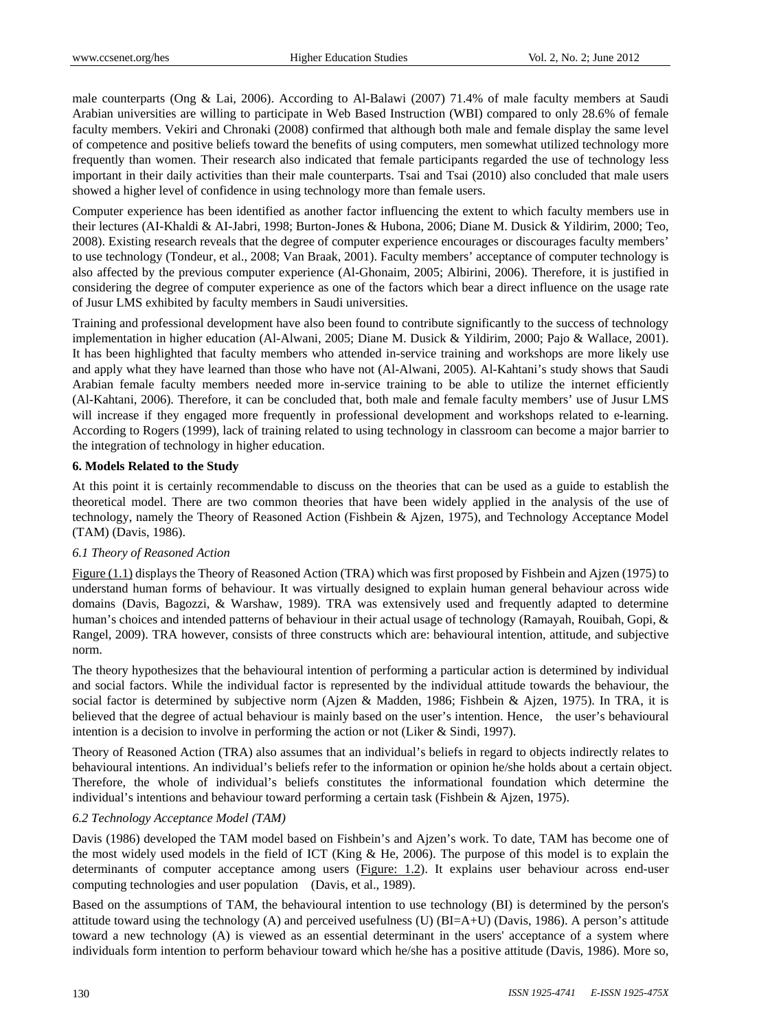male counterparts (Ong & Lai, 2006). According to Al-Balawi (2007) 71.4% of male faculty members at Saudi Arabian universities are willing to participate in Web Based Instruction (WBI) compared to only 28.6% of female faculty members. Vekiri and Chronaki (2008) confirmed that although both male and female display the same level of competence and positive beliefs toward the benefits of using computers, men somewhat utilized technology more frequently than women. Their research also indicated that female participants regarded the use of technology less important in their daily activities than their male counterparts. Tsai and Tsai (2010) also concluded that male users showed a higher level of confidence in using technology more than female users.

Computer experience has been identified as another factor influencing the extent to which faculty members use in their lectures (AI-Khaldi & AI-Jabri, 1998; Burton-Jones & Hubona, 2006; Diane M. Dusick & Yildirim, 2000; Teo, 2008). Existing research reveals that the degree of computer experience encourages or discourages faculty members' to use technology (Tondeur, et al., 2008; Van Braak, 2001). Faculty members' acceptance of computer technology is also affected by the previous computer experience (Al-Ghonaim, 2005; Albirini, 2006). Therefore, it is justified in considering the degree of computer experience as one of the factors which bear a direct influence on the usage rate of Jusur LMS exhibited by faculty members in Saudi universities.

Training and professional development have also been found to contribute significantly to the success of technology implementation in higher education (Al-Alwani, 2005; Diane M. Dusick & Yildirim, 2000; Pajo & Wallace, 2001). It has been highlighted that faculty members who attended in-service training and workshops are more likely use and apply what they have learned than those who have not (Al-Alwani, 2005). Al-Kahtani's study shows that Saudi Arabian female faculty members needed more in-service training to be able to utilize the internet efficiently (Al-Kahtani, 2006). Therefore, it can be concluded that, both male and female faculty members' use of Jusur LMS will increase if they engaged more frequently in professional development and workshops related to e-learning. According to Rogers (1999), lack of training related to using technology in classroom can become a major barrier to the integration of technology in higher education.

## 6. Models Related to the Study

At this point it is certainly recommendable to discuss on the theories that can be used as a guide to establish the theoretical model. There are two common theories that have been widely applied in the analysis of the use of technology, namely the Theory of Reasoned Action (Fishbein & Ajzen, 1975), and Technology Acceptance Model (TAM) (Davis, 1986).

### *6.1 Theory of Reasoned Action*

Figure (1.1) displays the Theory of Reasoned Action (TRA) which was first proposed by Fishbein and Ajzen (1975) to understand human forms of behaviour. It was virtually designed to explain human general behaviour across wide domains (Davis, Bagozzi, & Warshaw, 1989). TRA was extensively used and frequently adapted to determine human's choices and intended patterns of behaviour in their actual usage of technology (Ramayah, Rouibah, Gopi, & Rangel, 2009). TRA however, consists of three constructs which are: behavioural intention, attitude, and subjective norm.

The theory hypothesizes that the behavioural intention of performing a particular action is determined by individual and social factors. While the individual factor is represented by the individual attitude towards the behaviour, the social factor is determined by subjective norm (Ajzen & Madden, 1986; Fishbein & Ajzen, 1975). In TRA, it is believed that the degree of actual behaviour is mainly based on the user's intention. Hence, the user's behavioural intention is a decision to involve in performing the action or not (Liker & Sindi, 1997).

Theory of Reasoned Action (TRA) also assumes that an individual's beliefs in regard to objects indirectly relates to behavioural intentions. An individual's beliefs refer to the information or opinion he/she holds about a certain object. Therefore, the whole of individual's beliefs constitutes the informational foundation which determine the individual's intentions and behaviour toward performing a certain task (Fishbein & Ajzen, 1975).

### *6.2 Technology Acceptance Model (TAM)*

Davis (1986) developed the TAM model based on Fishbein's and Ajzen's work. To date, TAM has become one of the most widely used models in the field of ICT (King & He, 2006). The purpose of this model is to explain the determinants of computer acceptance among users (Figure: 1.2). It explains user behaviour across end-user computing technologies and user population (Davis, et al., 1989).

Based on the assumptions of TAM, the behavioural intention to use technology (BI) is determined by the person's attitude toward using the technology (A) and perceived usefulness (U) (BI=A+U) (Davis, 1986). A person's attitude toward a new technology (A) is viewed as an essential determinant in the users' acceptance of a system where individuals form intention to perform behaviour toward which he/she has a positive attitude (Davis, 1986). More so,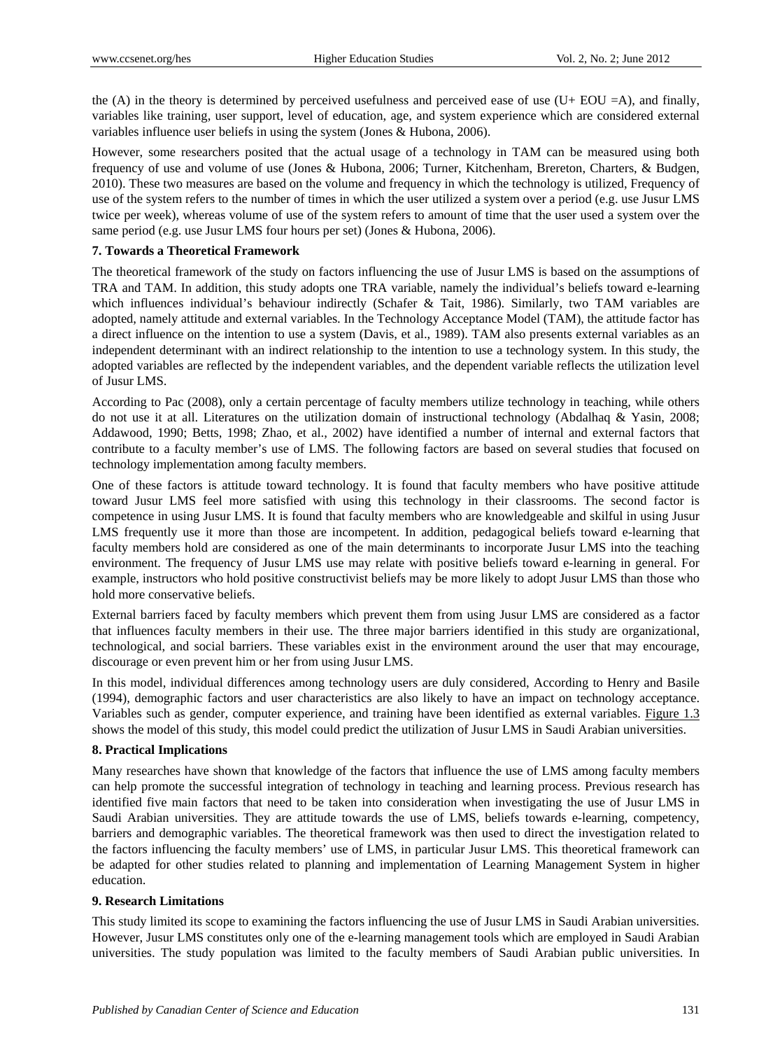the (A) in the theory is determined by perceived usefulness and perceived ease of use (U+ EOU =A), and finally, variables like training, user support, level of education, age, and system experience which are considered external variables influence user beliefs in using the system (Jones & Hubona, 2006).

However, some researchers posited that the actual usage of a technology in TAM can be measured using both frequency of use and volume of use (Jones & Hubona, 2006; Turner, Kitchenham, Brereton, Charters, & Budgen, 2010). These two measures are based on the volume and frequency in which the technology is utilized, Frequency of use of the system refers to the number of times in which the user utilized a system over a period (e.g. use Jusur LMS twice per week), whereas volume of use of the system refers to amount of time that the user used a system over the same period (e.g. use Jusur LMS four hours per set) (Jones & Hubona, 2006).

## 7. Towards a Theoretical Framework

The theoretical framework of the study on factors influencing the use of Jusur LMS is based on the assumptions of TRA and TAM. In addition, this study adopts one TRA variable, namely the individual's beliefs toward e-learning which influences individual's behaviour indirectly (Schafer & Tait, 1986). Similarly, two TAM variables are adopted, namely attitude and external variables. In the Technology Acceptance Model (TAM), the attitude factor has a direct influence on the intention to use a system (Davis, et al., 1989). TAM also presents external variables as an independent determinant with an indirect relationship to the intention to use a technology system. In this study, the adopted variables are reflected by the independent variables, and the dependent variable reflects the utilization level of Jusur LMS.

According to Pac (2008), only a certain percentage of faculty members utilize technology in teaching, while others do not use it at all. Literatures on the utilization domain of instructional technology (Abdalhaq & Yasin, 2008; Addawood, 1990; Betts, 1998; Zhao, et al., 2002) have identified a number of internal and external factors that contribute to a faculty member's use of LMS. The following factors are based on several studies that focused on technology implementation among faculty members.

One of these factors is attitude toward technology. It is found that faculty members who have positive attitude toward Jusur LMS feel more satisfied with using this technology in their classrooms. The second factor is competence in using Jusur LMS. It is found that faculty members who are knowledgeable and skilful in using Jusur LMS frequently use it more than those are incompetent. In addition, pedagogical beliefs toward e-learning that faculty members hold are considered as one of the main determinants to incorporate Jusur LMS into the teaching environment. The frequency of Jusur LMS use may relate with positive beliefs toward e-learning in general. For example, instructors who hold positive constructivist beliefs may be more likely to adopt Jusur LMS than those who hold more conservative beliefs.

External barriers faced by faculty members which prevent them from using Jusur LMS are considered as a factor that influences faculty members in their use. The three major barriers identified in this study are organizational, technological, and social barriers. These variables exist in the environment around the user that may encourage, discourage or even prevent him or her from using Jusur LMS.

In this model, individual differences among technology users are duly considered, According to Henry and Basile (1994), demographic factors and user characteristics are also likely to have an impact on technology acceptance. Variables such as gender, computer experience, and training have been identified as external variables. Figure 1.3 shows the model of this study, this model could predict the utilization of Jusur LMS in Saudi Arabian universities.

## 8. Practical Implications

Many researches have shown that knowledge of the factors that influence the use of LMS among faculty members can help promote the successful integration of technology in teaching and learning process. Previous research has identified five main factors that need to be taken into consideration when investigating the use of Jusur LMS in Saudi Arabian universities. They are attitude towards the use of LMS, beliefs towards e-learning, competency, barriers and demographic variables. The theoretical framework was then used to direct the investigation related to the factors influencing the faculty members' use of LMS, in particular Jusur LMS. This theoretical framework can be adapted for other studies related to planning and implementation of Learning Management System in higher education.

## 9. Research Limitations

This study limited its scope to examining the factors influencing the use of Jusur LMS in Saudi Arabian universities. However, Jusur LMS constitutes only one of the e-learning management tools which are employed in Saudi Arabian universities. The study population was limited to the faculty members of Saudi Arabian public universities. In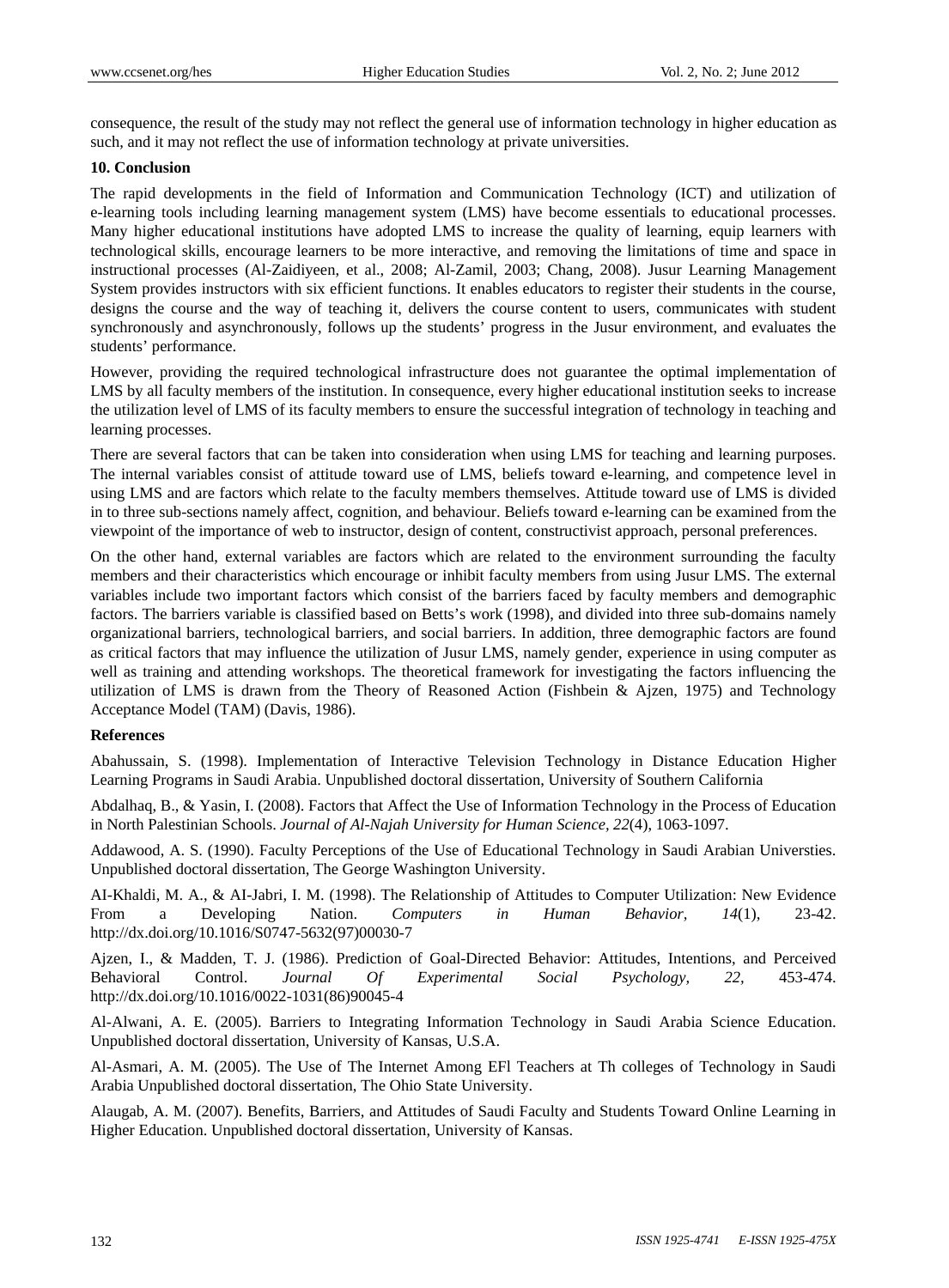consequence, the result of the study may not reflect the general use of information technology in higher education as such, and it may not reflect the use of information technology at private universities.

## 10. Conclusion

The rapid developments in the field of Information and Communication Technology (ICT) and utilization of e-learning tools including learning management system (LMS) have become essentials to educational processes. Many higher educational institutions have adopted LMS to increase the quality of learning, equip learners with technological skills, encourage learners to be more interactive, and removing the limitations of time and space in instructional processes (Al-Zaidiyeen, et al., 2008; Al-Zamil, 2003; Chang, 2008). Jusur Learning Management System provides instructors with six efficient functions. It enables educators to register their students in the course, designs the course and the way of teaching it, delivers the course content to users, communicates with student synchronously and asynchronously, follows up the students' progress in the Jusur environment, and evaluates the students' performance.

However, providing the required technological infrastructure does not guarantee the optimal implementation of LMS by all faculty members of the institution. In consequence, every higher educational institution seeks to increase the utilization level of LMS of its faculty members to ensure the successful integration of technology in teaching and learning processes.

There are several factors that can be taken into consideration when using LMS for teaching and learning purposes. The internal variables consist of attitude toward use of LMS, beliefs toward e-learning, and competence level in using LMS and are factors which relate to the faculty members themselves. Attitude toward use of LMS is divided in to three sub-sections namely affect, cognition, and behaviour. Beliefs toward e-learning can be examined from the viewpoint of the importance of web to instructor, design of content, constructivist approach, personal preferences.

On the other hand, external variables are factors which are related to the environment surrounding the faculty members and their characteristics which encourage or inhibit faculty members from using Jusur LMS. The external variables include two important factors which consist of the barriers faced by faculty members and demographic factors. The barriers variable is classified based on Betts's work (1998), and divided into three sub-domains namely organizational barriers, technological barriers, and social barriers. In addition, three demographic factors are found as critical factors that may influence the utilization of Jusur LMS, namely gender, experience in using computer as well as training and attending workshops. The theoretical framework for investigating the factors influencing the utilization of LMS is drawn from the Theory of Reasoned Action (Fishbein & Ajzen, 1975) and Technology Acceptance Model (TAM) (Davis, 1986).

## References

Abahussain, S. (1998). Implementation of Interactive Television Technology in Distance Education Higher Learning Programs in Saudi Arabia. Unpublished doctoral dissertation, University of Southern California

Abdalhaq, B., & Yasin, I. (2008). Factors that Affect the Use of Information Technology in the Process of Education in North Palestinian Schools. *Journal of Al-Najah University for Human Science, 22*(4), 1063-1097.

Addawood, A. S. (1990). Faculty Perceptions of the Use of Educational Technology in Saudi Arabian Universties. Unpublished doctoral dissertation, The George Washington University.

AI-Khaldi, M. A., & AI-Jabri, I. M. (1998). The Relationship of Attitudes to Computer Utilization: New Evidence From a Developing Nation. *Computers in Human Behavior, 14*(1), 23-42. http://dx.doi.org/10.1016/S0747-5632(97)00030-7

Ajzen, I., & Madden, T. J. (1986). Prediction of Goal-Directed Behavior: Attitudes, Intentions, and Perceived Behavioral Control. *Journal Of Experimental Social Psychology, 22,* 453-474. http://dx.doi.org/10.1016/0022-1031(86)90045-4

Al-Alwani, A. E. (2005). Barriers to Integrating Information Technology in Saudi Arabia Science Education. Unpublished doctoral dissertation, University of Kansas, U.S.A.

Al-Asmari, A. M. (2005). The Use of The Internet Among EFl Teachers at Th colleges of Technology in Saudi Arabia Unpublished doctoral dissertation, The Ohio State University.

Alaugab, A. M. (2007). Benefits, Barriers, and Attitudes of Saudi Faculty and Students Toward Online Learning in Higher Education. Unpublished doctoral dissertation, University of Kansas.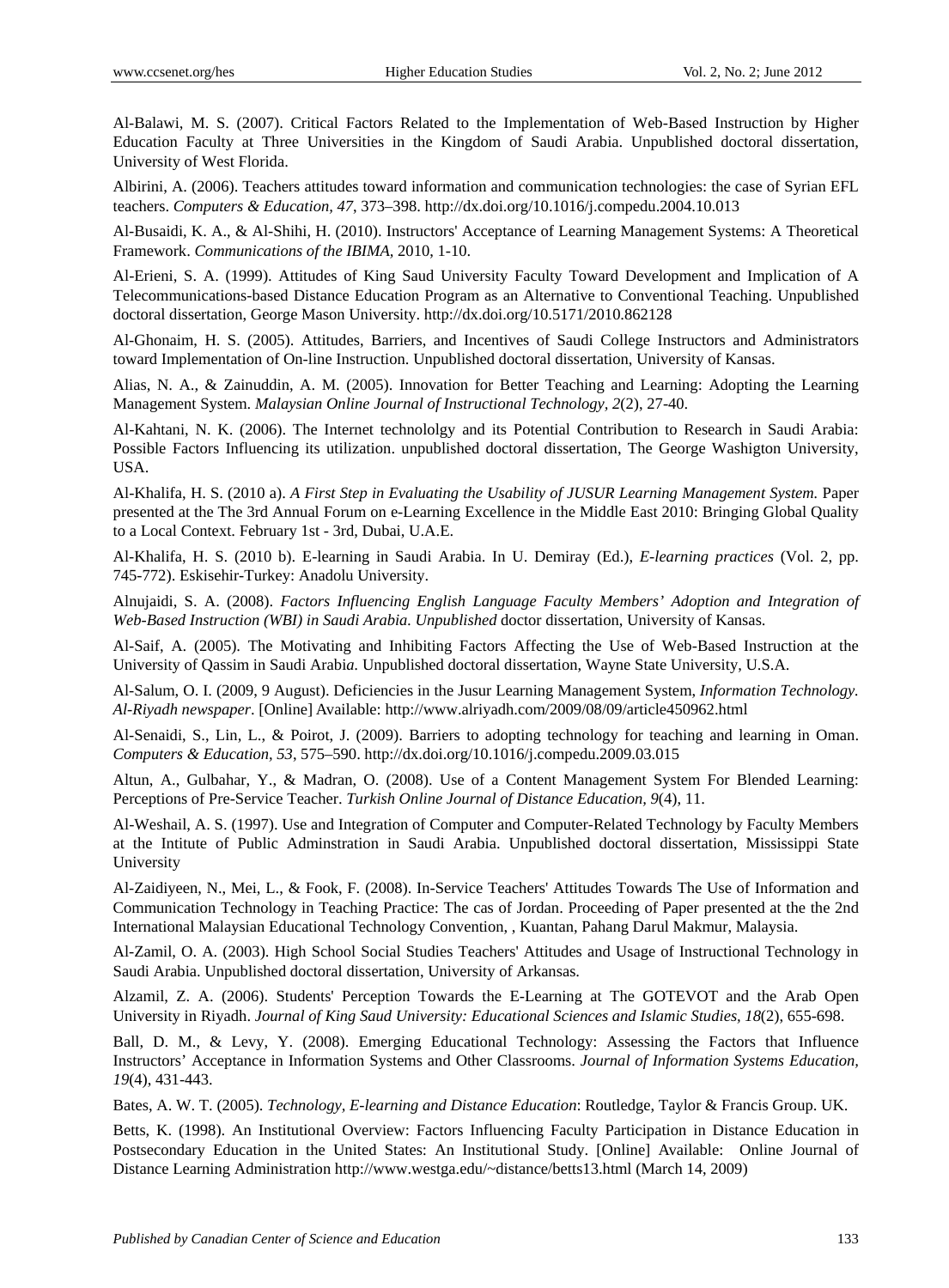Al-Balawi, M. S. (2007). Critical Factors Related to the Implementation of Web-Based Instruction by Higher Education Faculty at Three Universities in the Kingdom of Saudi Arabia. Unpublished doctoral dissertation, University of West Florida.

Albirini, A. (2006). Teachers attitudes toward information and communication technologies: the case of Syrian EFL teachers. *Computers & Education, 47*, 373–398. http://dx.doi.org/10.1016/j.compedu.2004.10.013

Al-Busaidi, K. A., & Al-Shihi, H. (2010). Instructors' Acceptance of Learning Management Systems: A Theoretical Framework. *Communications of the IBIMA,* 2010, 1-10.

Al-Erieni, S. A. (1999). Attitudes of King Saud University Faculty Toward Development and Implication of A Telecommunications-based Distance Education Program as an Alternative to Conventional Teaching. Unpublished doctoral dissertation, George Mason University. http://dx.doi.org/10.5171/2010.862128

Al-Ghonaim, H. S. (2005). Attitudes, Barriers, and Incentives of Saudi College Instructors and Administrators toward Implementation of On-line Instruction. Unpublished doctoral dissertation, University of Kansas.

Alias, N. A., & Zainuddin, A. M. (2005). Innovation for Better Teaching and Learning: Adopting the Learning Management System. *Malaysian Online Journal of Instructional Technology, 2*(2), 27-40.

Al-Kahtani, N. K. (2006). The Internet technololgy and its Potential Contribution to Research in Saudi Arabia: Possible Factors Influencing its utilization. unpublished doctoral dissertation, The George Washigton University, USA.

Al-Khalifa, H. S. (2010 a). *A First Step in Evaluating the Usability of JUSUR Learning Management System.* Paper presented at the The 3rd Annual Forum on e-Learning Excellence in the Middle East 2010: Bringing Global Quality to a Local Context. February 1st - 3rd, Dubai, U.A.E.

Al-Khalifa, H. S. (2010 b). E-learning in Saudi Arabia. In U. Demiray (Ed.), *E-learning practices* (Vol. 2, pp. 745-772). Eskisehir-Turkey: Anadolu University.

Alnujaidi, S. A. (2008). *Factors Influencing English Language Faculty Members' Adoption and Integration of Web-Based Instruction (WBI) in Saudi Arabia. Unpublished* doctor dissertation, University of Kansas.

Al-Saif, A. (2005). The Motivating and Inhibiting Factors Affecting the Use of Web-Based Instruction at the University of Qassim in Saudi Arabia. Unpublished doctoral dissertation, Wayne State University, U.S.A.

Al-Salum, O. I. (2009, 9 August). Deficiencies in the Jusur Learning Management System, *Information Technology. Al-Riyadh newspaper*. [Online] Available: http://www.alriyadh.com/2009/08/09/article450962.html

Al-Senaidi, S., Lin, L., & Poirot, J. (2009). Barriers to adopting technology for teaching and learning in Oman. *Computers & Education, 53*, 575–590. http://dx.doi.org/10.1016/j.compedu.2009.03.015

Altun, A., Gulbahar, Y., & Madran, O. (2008). Use of a Content Management System For Blended Learning: Perceptions of Pre-Service Teacher. *Turkish Online Journal of Distance Education, 9*(4), 11.

Al-Weshail, A. S. (1997). Use and Integration of Computer and Computer-Related Technology by Faculty Members at the Intitute of Public Adminstration in Saudi Arabia. Unpublished doctoral dissertation, Mississippi State University

Al-Zaidiyeen, N., Mei, L., & Fook, F. (2008). In-Service Teachers' Attitudes Towards The Use of Information and Communication Technology in Teaching Practice: The cas of Jordan. Proceeding of Paper presented at the the 2nd International Malaysian Educational Technology Convention, , Kuantan, Pahang Darul Makmur, Malaysia.

Al-Zamil, O. A. (2003). High School Social Studies Teachers' Attitudes and Usage of Instructional Technology in Saudi Arabia. Unpublished doctoral dissertation, University of Arkansas.

Alzamil, Z. A. (2006). Students' Perception Towards the E-Learning at The GOTEVOT and the Arab Open University in Riyadh. *Journal of King Saud University: Educational Sciences and Islamic Studies, 18*(2), 655-698.

Ball, D. M., & Levy, Y. (2008). Emerging Educational Technology: Assessing the Factors that Influence Instructors' Acceptance in Information Systems and Other Classrooms. *Journal of Information Systems Education, 19*(4), 431-443.

Bates, A. W. T. (2005). *Technology, E-learning and Distance Education*: Routledge, Taylor & Francis Group. UK.

Betts, K. (1998). An Institutional Overview: Factors Influencing Faculty Participation in Distance Education in Postsecondary Education in the United States: An Institutional Study. [Online] Available: Online Journal of Distance Learning Administration http://www.westga.edu/~distance/betts13.html (March 14, 2009)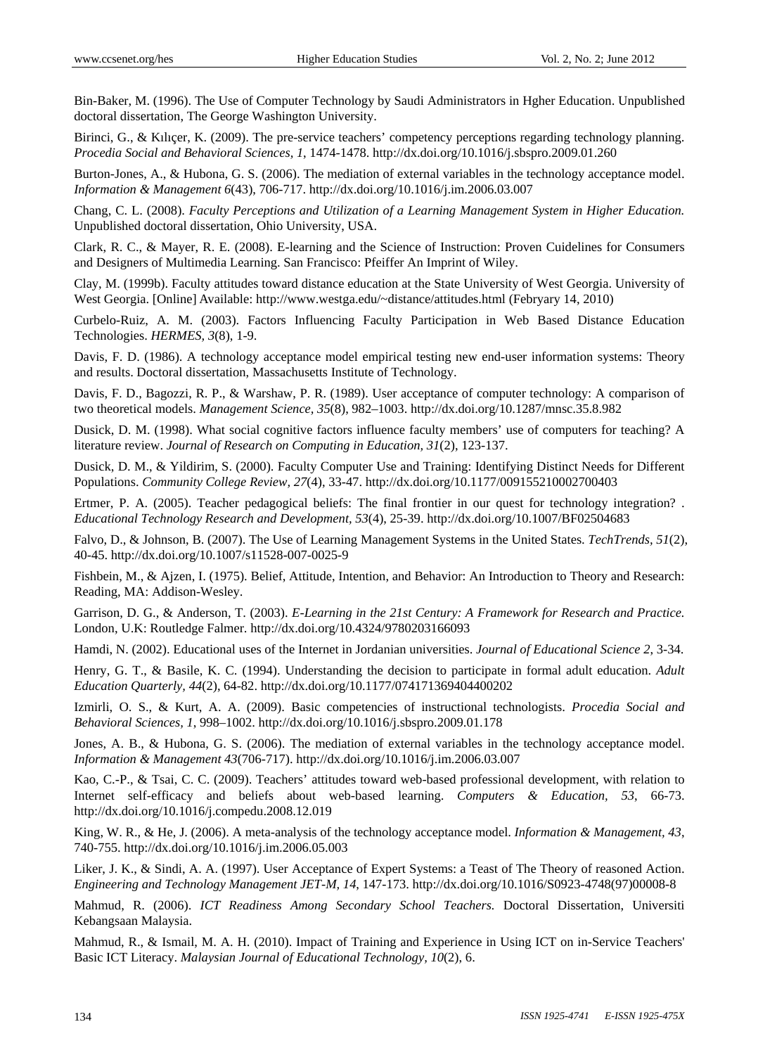Bin-Baker, M. (1996). The Use of Computer Technology by Saudi Administrators in Hgher Education. Unpublished doctoral dissertation, The George Washington University.

Birinci, G., & Kılıçer, K. (2009). The pre-service teachers' competency perceptions regarding technology planning. *Procedia Social and Behavioral Sciences, 1*, 1474-1478. http://dx.doi.org/10.1016/j.sbspro.2009.01.260

Burton-Jones, A., & Hubona, G. S. (2006). The mediation of external variables in the technology acceptance model. *Information & Management 6*(43), 706-717. http://dx.doi.org/10.1016/j.im.2006.03.007

Chang, C. L. (2008). *Faculty Perceptions and Utilization of a Learning Management System in Higher Education.* Unpublished doctoral dissertation, Ohio University, USA.

Clark, R. C., & Mayer, R. E. (2008). E-learning and the Science of Instruction: Proven Cuidelines for Consumers and Designers of Multimedia Learning. San Francisco: Pfeiffer An Imprint of Wiley.

Clay, M. (1999b). Faculty attitudes toward distance education at the State University of West Georgia. University of West Georgia. [Online] Available: http://www.westga.edu/~distance/attitudes.html (Febryary 14, 2010)

Curbelo-Ruiz, A. M. (2003). Factors Influencing Faculty Participation in Web Based Distance Education Technologies. *HERMES, 3*(8), 1-9.

Davis, F. D. (1986). A technology acceptance model empirical testing new end-user information systems: Theory and results. Doctoral dissertation, Massachusetts Institute of Technology.

Davis, F. D., Bagozzi, R. P., & Warshaw, P. R. (1989). User acceptance of computer technology: A comparison of two theoretical models. *Management Science, 35*(8), 982–1003. http://dx.doi.org/10.1287/mnsc.35.8.982

Dusick, D. M. (1998). What social cognitive factors influence faculty members' use of computers for teaching? A literature review. *Journal of Research on Computing in Education, 31*(2), 123-137.

Dusick, D. M., & Yildirim, S. (2000). Faculty Computer Use and Training: Identifying Distinct Needs for Different Populations. *Community College Review, 27*(4), 33-47. http://dx.doi.org/10.1177/009155210002700403

Ertmer, P. A. (2005). Teacher pedagogical beliefs: The final frontier in our quest for technology integration? . *Educational Technology Research and Development, 53*(4), 25-39. http://dx.doi.org/10.1007/BF02504683

Falvo, D., & Johnson, B. (2007). The Use of Learning Management Systems in the United States. *TechTrends, 51*(2), 40-45. http://dx.doi.org/10.1007/s11528-007-0025-9

Fishbein, M., & Ajzen, I. (1975). Belief, Attitude, Intention, and Behavior: An Introduction to Theory and Research: Reading, MA: Addison-Wesley.

Garrison, D. G., & Anderson, T. (2003). *E-Learning in the 21st Century: A Framework for Research and Practice.* London, U.K: Routledge Falmer. http://dx.doi.org/10.4324/9780203166093

Hamdi, N. (2002). Educational uses of the Internet in Jordanian universities. *Journal of Educational Science 2*, 3-34.

Henry, G. T., & Basile, K. C. (1994). Understanding the decision to participate in formal adult education. *Adult Education Quarterly, 44*(2), 64-82. http://dx.doi.org/10.1177/074171369404400202

Izmirli, O. S., & Kurt, A. A. (2009). Basic competencies of instructional technologists. *Procedia Social and Behavioral Sciences, 1*, 998–1002. http://dx.doi.org/10.1016/j.sbspro.2009.01.178

Jones, A. B., & Hubona, G. S. (2006). The mediation of external variables in the technology acceptance model. *Information & Management 43*(706-717). http://dx.doi.org/10.1016/j.im.2006.03.007

Kao, C.-P., & Tsai, C. C. (2009). Teachers' attitudes toward web-based professional development, with relation to Internet self-efficacy and beliefs about web-based learning. *Computers & Education, 53*, 66-73. http://dx.doi.org/10.1016/j.compedu.2008.12.019

King, W. R., & He, J. (2006). A meta-analysis of the technology acceptance model. *Information & Management, 43*, 740-755. http://dx.doi.org/10.1016/j.im.2006.05.003

Liker, J. K., & Sindi, A. A. (1997). User Acceptance of Expert Systems: a Teast of The Theory of reasoned Action. *Engineering and Technology Management JET-M, 14*, 147-173. http://dx.doi.org/10.1016/S0923-4748(97)00008-8

Mahmud, R. (2006). *ICT Readiness Among Secondary School Teachers.* Doctoral Dissertation, Universiti Kebangsaan Malaysia.

Mahmud, R., & Ismail, M. A. H. (2010). Impact of Training and Experience in Using ICT on in-Service Teachers' Basic ICT Literacy. *Malaysian Journal of Educational Technology, 10*(2), 6.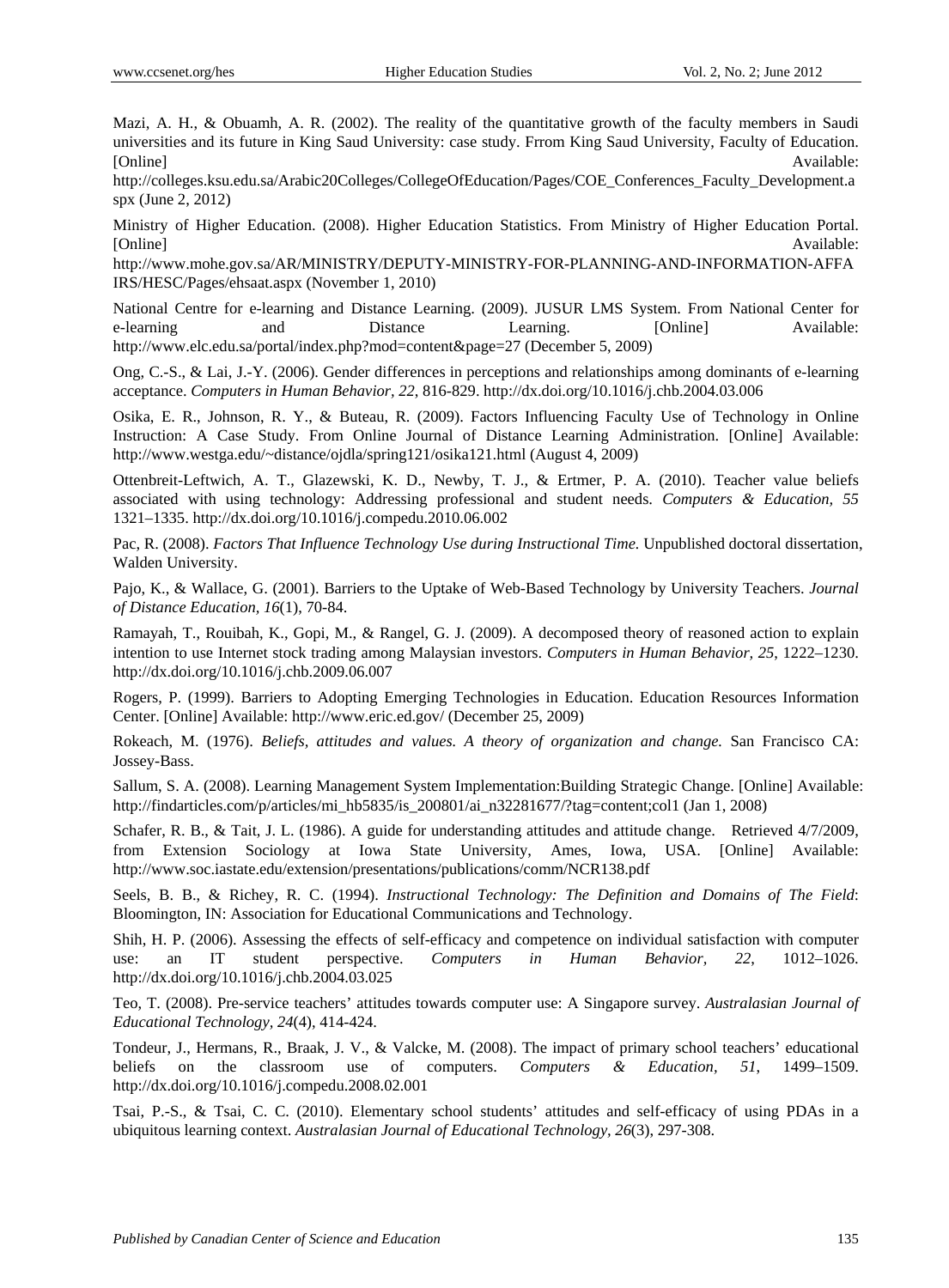Mazi, A. H., & Obuamh, A. R. (2002). The reality of the quantitative growth of the faculty members in Saudi universities and its future in King Saud University: case study. Frrom King Saud University, Faculty of Education. [Online] Available: http://colleges.ksu.edu.sa/Arabic20Colleges/CollegeOfEducation/Pages/COE_Conferences_Faculty_Development.aspx (June 2, 2012)

Ministry of Higher Education. (2008). Higher Education Statistics. From Ministry of Higher Education Portal. [Online] Available: http://www.mohe.gov.sa/AR/MINISTRY/DEPUTY-MINISTRY-FOR-PLANNING-AND-INFORMATION-AFFAIRS/HESC/Pages/ehsaat.aspx (November 1, 2010)

National Centre for e-learning and Distance Learning. (2009). JUSUR LMS System. From National Center for e-learning and Distance Learning. [Online] Available: http://www.elc.edu.sa/portal/index.php?mod=content&page=27 (December 5, 2009)

Ong, C.-S., & Lai, J.-Y. (2006). Gender differences in perceptions and relationships among dominants of e-learning acceptance. *Computers in Human Behavior, 22*, 816-829. http://dx.doi.org/10.1016/j.chb.2004.03.006

Osika, E. R., Johnson, R. Y., & Buteau, R. (2009). Factors Influencing Faculty Use of Technology in Online Instruction: A Case Study. From Online Journal of Distance Learning Administration. [Online] Available: http://www.westga.edu/~distance/ojdla/spring121/osika121.html (August 4, 2009)

Ottenbreit-Leftwich, A. T., Glazewski, K. D., Newby, T. J., & Ertmer, P. A. (2010). Teacher value beliefs associated with using technology: Addressing professional and student needs. *Computers & Education, 55* 1321–1335. http://dx.doi.org/10.1016/j.compedu.2010.06.002

Pac, R. (2008). *Factors That Influence Technology Use during Instructional Time.* Unpublished doctoral dissertation, Walden University.

Pajo, K., & Wallace, G. (2001). Barriers to the Uptake of Web-Based Technology by University Teachers. *Journal of Distance Education, 16*(1), 70-84.

Ramayah, T., Rouibah, K., Gopi, M., & Rangel, G. J. (2009). A decomposed theory of reasoned action to explain intention to use Internet stock trading among Malaysian investors. *Computers in Human Behavior, 25*, 1222–1230. http://dx.doi.org/10.1016/j.chb.2009.06.007

Rogers, P. (1999). Barriers to Adopting Emerging Technologies in Education. Education Resources Information Center. [Online] Available: http://www.eric.ed.gov/ (December 25, 2009)

Rokeach, M. (1976). *Beliefs, attitudes and values. A theory of organization and change.* San Francisco CA: Jossey-Bass.

Sallum, S. A. (2008). Learning Management System Implementation:Building Strategic Change. [Online] Available: http://findarticles.com/p/articles/mi_hb5835/is_200801/ai_n32281677/?tag=content;col1 (Jan 1, 2008)

Schafer, R. B., & Tait, J. L. (1986). A guide for understanding attitudes and attitude change. Retrieved 4/7/2009, from Extension Sociology at Iowa State University, Ames, Iowa, USA. [Online] Available: http://www.soc.iastate.edu/extension/presentations/publications/comm/NCR138.pdf

Seels, B. B., & Richey, R. C. (1994). *Instructional Technology: The Definition and Domains of The Field*: Bloomington, IN: Association for Educational Communications and Technology.

Shih, H. P. (2006). Assessing the effects of self-efficacy and competence on individual satisfaction with computer use: an IT student perspective. *Computers in Human Behavior, 22*, 1012–1026. http://dx.doi.org/10.1016/j.chb.2004.03.025

Teo, T. (2008). Pre-service teachers' attitudes towards computer use: A Singapore survey. *Australasian Journal of Educational Technology, 24*(4), 414-424.

Tondeur, J., Hermans, R., Braak, J. V., & Valcke, M. (2008). The impact of primary school teachers' educational beliefs on the classroom use of computers. *Computers & Education, 51*, 1499–1509. http://dx.doi.org/10.1016/j.compedu.2008.02.001

Tsai, P.-S., & Tsai, C. C. (2010). Elementary school students' attitudes and self-efficacy of using PDAs in a ubiquitous learning context. *Australasian Journal of Educational Technology, 26*(3), 297-308.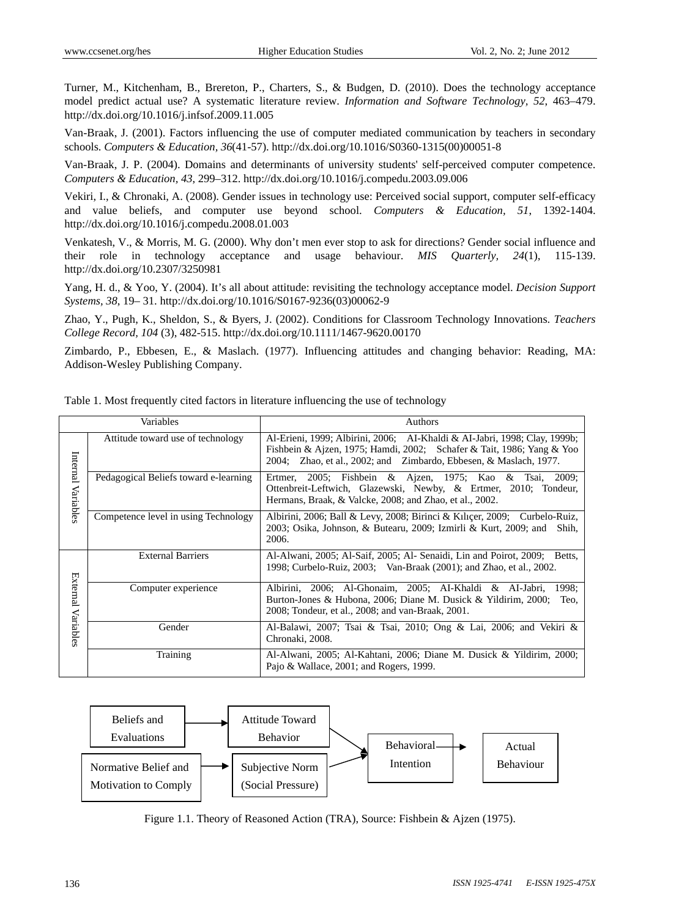Turner, M., Kitchenham, B., Brereton, P., Charters, S., & Budgen, D. (2010). Does the technology acceptance model predict actual use? A systematic literature review. *Information and Software Technology, 52*, 463–479. http://dx.doi.org/10.1016/j.infsof.2009.11.005

Van-Braak, J. (2001). Factors influencing the use of computer mediated communication by teachers in secondary schools. *Computers & Education, 36*(41-57). http://dx.doi.org/10.1016/S0360-1315(00)00051-8

Van-Braak, J. P. (2004). Domains and determinants of university students' self-perceived computer competence. *Computers & Education, 43*, 299–312. http://dx.doi.org/10.1016/j.compedu.2003.09.006

Vekiri, I., & Chronaki, A. (2008). Gender issues in technology use: Perceived social support, computer self-efficacy and value beliefs, and computer use beyond school. *Computers & Education, 51*, 1392-1404. http://dx.doi.org/10.1016/j.compedu.2008.01.003

Venkatesh, V., & Morris, M. G. (2000). Why don't men ever stop to ask for directions? Gender social influence and their role in technology acceptance and usage behaviour. *MIS Quarterly, 24*(1), 115-139. http://dx.doi.org/10.2307/3250981

Yang, H. d., & Yoo, Y. (2004). It's all about attitude: revisiting the technology acceptance model. *Decision Support Systems, 38*, 19– 31. http://dx.doi.org/10.1016/S0167-9236(03)00062-9

Zhao, Y., Pugh, K., Sheldon, S., & Byers, J. (2002). Conditions for Classroom Technology Innovations. *Teachers College Record, 104* (3), 482-515. http://dx.doi.org/10.1111/1467-9620.00170

Zimbardo, P., Ebbesen, E., & Maslach. (1977). Influencing attitudes and changing behavior: Reading, MA: Addison-Wesley Publishing Company.

Table 1. Most frequently cited factors in literature influencing the use of technology

| Variables | | Authors |
|---|---|---|
| Internal Variables | Attitude toward use of technology | Al-Erieni, 1999; Albirini, 2006; AI-Khaldi & AI-Jabri, 1998; Clay, 1999b; Fishbein & Ajzen, 1975; Hamdi, 2002; Schafer & Tait, 1986; Yang & Yoo 2004; Zhao, et al., 2002; and Zimbardo, Ebbesen, & Maslach, 1977. |
| | Pedagogical Beliefs toward e-learning | Ertmer, 2005; Fishbein & Ajzen, 1975; Kao & Tsai, 2009; Ottenbreit-Leftwich, Glazewski, Newby, & Ertmer, 2010; Tondeur, Hermans, Braak, & Valcke, 2008; and Zhao, et al., 2002. |
| | Competence level in using Technology | Albirini, 2006; Ball & Levy, 2008; Birinci & Kılıçer, 2009; Curbelo-Ruiz, 2003; Osika, Johnson, & Butearu, 2009; Izmirli & Kurt, 2009; and Shih, 2006. |
| External Variables | External Barriers | Al-Alwani, 2005; Al-Saif, 2005; Al- Senaidi, Lin and Poirot, 2009; Betts, 1998; Curbelo-Ruiz, 2003; Van-Braak (2001); and Zhao, et al., 2002. |
| | Computer experience | Albirini, 2006; Al-Ghonaim, 2005; AI-Khaldi & AI-Jabri, 1998; Burton-Jones & Hubona, 2006; Diane M. Dusick & Yildirim, 2000; Teo, 2008; Tondeur, et al., 2008; and van-Braak, 2001. |
| | Gender | Al-Balawi, 2007; Tsai & Tsai, 2010; Ong & Lai, 2006; and Vekiri & Chronaki, 2008. |
| | Training | Al-Alwani, 2005; Al-Kahtani, 2006; Diane M. Dusick & Yildirim, 2000; Pajo & Wallace, 2001; and Rogers, 1999. |

Beliefs and Evaluations → Attitude Toward Behavior → Behavioral Intention → Actual Behaviour

Normative Belief and Motivation to Comply → Subjective Norm (Social Pressure) → Behavioral Intention

Figure 1.1. Theory of Reasoned Action (TRA), Source: Fishbein & Ajzen (1975).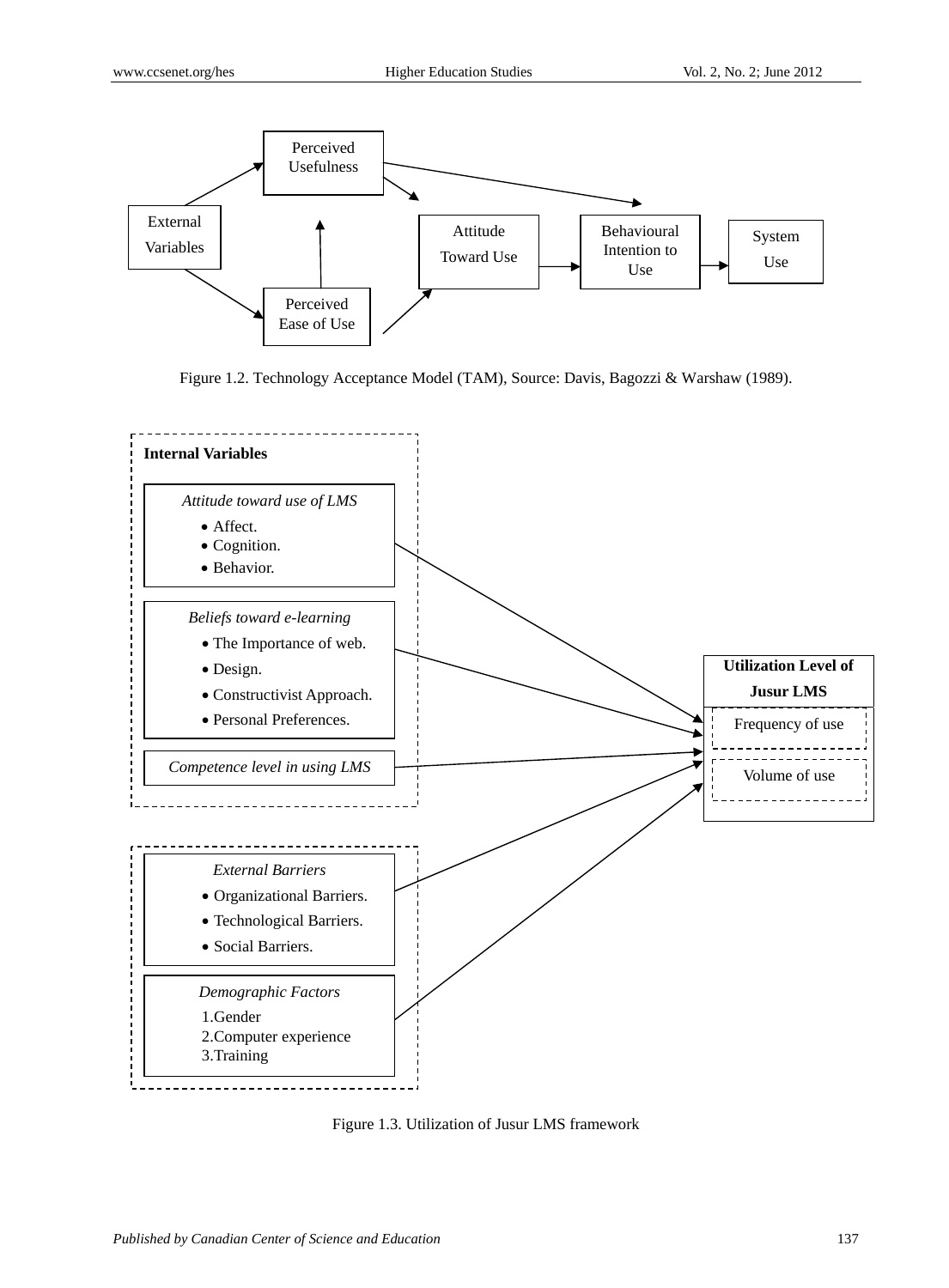External Variables

Perceived Usefulness

Perceived Ease of Use

Attitude Toward Use

Behavioural Intention to Use

System Use

Figure 1.2. Technology Acceptance Model (TAM), Source: Davis, Bagozzi & Warshaw (1989).

**Internal Variables**

*Attitude toward use of LMS*

- Affect.
- Cognition.
- Behavior.

*Beliefs toward e-learning*

- The Importance of web.
- Design.
- Constructivist Approach.
- Personal Preferences.

*Competence level in using LMS*

*External Barriers*

- Organizational Barriers.
- Technological Barriers.
- Social Barriers.

*Demographic Factors*

1.Gender
2.Computer experience
3.Training

**Utilization Level of Jusur LMS**

Frequency of use

Volume of use

Figure 1.3. Utilization of Jusur LMS framework